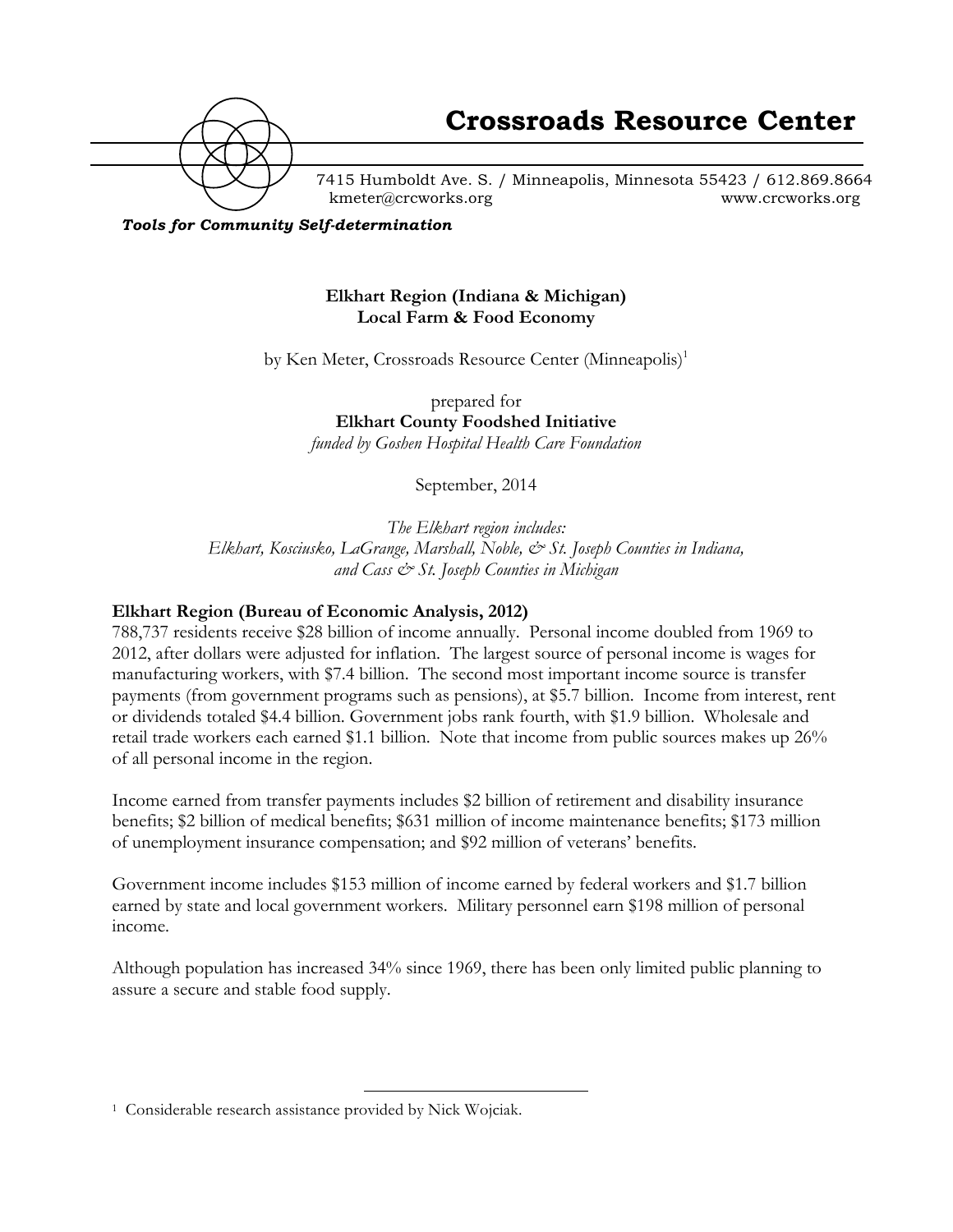# Crossroads Resource Center

7415 Humboldt Ave. S. / Minneapolis, Minnesota 55423 / 612.869.8664
kmeter@crcworks.org www.crcworks.org

***Tools for Community Self-determination***

**Elkhart Region (Indiana & Michigan)**
**Local Farm & Food Economy**

by Ken Meter, Crossroads Resource Center (Minneapolis)[1]

prepared for
**Elkhart County Foodshed Initiative**
*funded by Goshen Hospital Health Care Foundation*

September, 2014

*The Elkhart region includes:*
*Elkhart, Kosciusko, LaGrange, Marshall, Noble, & St. Joseph Counties in Indiana, and Cass & St. Joseph Counties in Michigan*

## Elkhart Region (Bureau of Economic Analysis, 2012)

788,737 residents receive $28 billion of income annually. Personal income doubled from 1969 to 2012, after dollars were adjusted for inflation. The largest source of personal income is wages for manufacturing workers, with $7.4 billion. The second most important income source is transfer payments (from government programs such as pensions), at $5.7 billion. Income from interest, rent or dividends totaled $4.4 billion. Government jobs rank fourth, with $1.9 billion. Wholesale and retail trade workers each earned $1.1 billion. Note that income from public sources makes up 26% of all personal income in the region.

Income earned from transfer payments includes $2 billion of retirement and disability insurance benefits; $2 billion of medical benefits; $631 million of income maintenance benefits; $173 million of unemployment insurance compensation; and $92 million of veterans' benefits.

Government income includes $153 million of income earned by federal workers and $1.7 billion earned by state and local government workers. Military personnel earn $198 million of personal income.

Although population has increased 34% since 1969, there has been only limited public planning to assure a secure and stable food supply.

---

[1] Considerable research assistance provided by Nick Wojciak.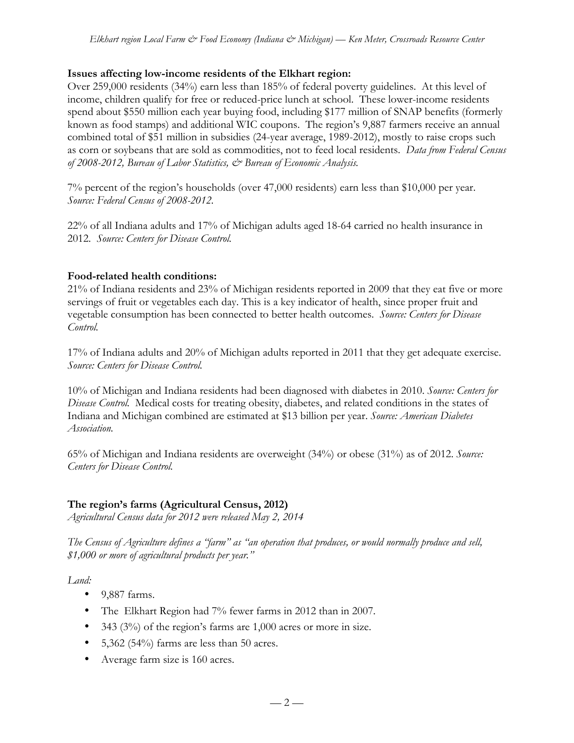**Issues affecting low-income residents of the Elkhart region:**

Over 259,000 residents (34%) earn less than 185% of federal poverty guidelines. At this level of income, children qualify for free or reduced-price lunch at school. These lower-income residents spend about $550 million each year buying food, including $177 million of SNAP benefits (formerly known as food stamps) and additional WIC coupons. The region's 9,887 farmers receive an annual combined total of $51 million in subsidies (24-year average, 1989-2012), mostly to raise crops such as corn or soybeans that are sold as commodities, not to feed local residents. *Data from Federal Census of 2008-2012, Bureau of Labor Statistics, & Bureau of Economic Analysis.*

7% percent of the region's households (over 47,000 residents) earn less than $10,000 per year. *Source: Federal Census of 2008-2012.*

22% of all Indiana adults and 17% of Michigan adults aged 18-64 carried no health insurance in 2012. *Source: Centers for Disease Control.*

**Food-related health conditions:**

21% of Indiana residents and 23% of Michigan residents reported in 2009 that they eat five or more servings of fruit or vegetables each day. This is a key indicator of health, since proper fruit and vegetable consumption has been connected to better health outcomes. *Source: Centers for Disease Control.*

17% of Indiana adults and 20% of Michigan adults reported in 2011 that they get adequate exercise. *Source: Centers for Disease Control.*

10% of Michigan and Indiana residents had been diagnosed with diabetes in 2010. *Source: Centers for Disease Control.* Medical costs for treating obesity, diabetes, and related conditions in the states of Indiana and Michigan combined are estimated at $13 billion per year. *Source: American Diabetes Association.*

65% of Michigan and Indiana residents are overweight (34%) or obese (31%) as of 2012. *Source: Centers for Disease Control.*

**The region's farms (Agricultural Census, 2012)**

*Agricultural Census data for 2012 were released May 2, 2014*

*The Census of Agriculture defines a "farm" as "an operation that produces, or would normally produce and sell, $1,000 or more of agricultural products per year."*

*Land:*

- 9,887 farms.
- The Elkhart Region had 7% fewer farms in 2012 than in 2007.
- 343 (3%) of the region's farms are 1,000 acres or more in size.
- 5,362 (54%) farms are less than 50 acres.
- Average farm size is 160 acres.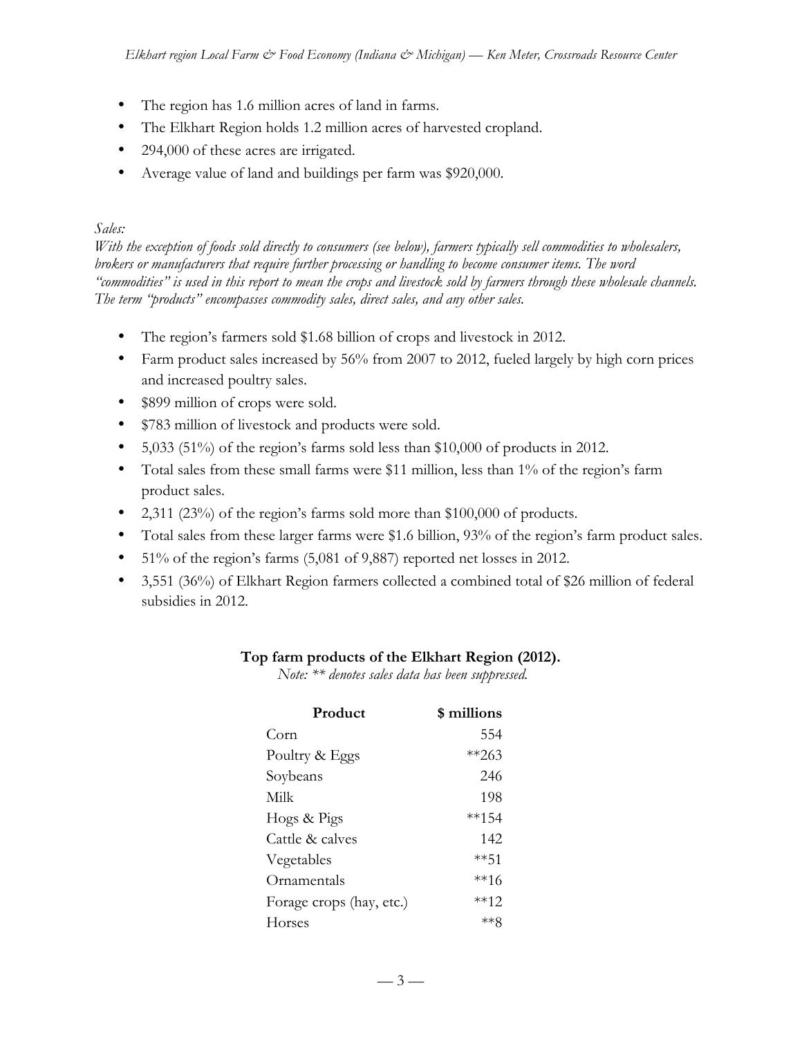- The region has 1.6 million acres of land in farms.
- The Elkhart Region holds 1.2 million acres of harvested cropland.
- 294,000 of these acres are irrigated.
- Average value of land and buildings per farm was $920,000.

*Sales:*
*With the exception of foods sold directly to consumers (see below), farmers typically sell commodities to wholesalers, brokers or manufacturers that require further processing or handling to become consumer items. The word "commodities" is used in this report to mean the crops and livestock sold by farmers through these wholesale channels. The term "products" encompasses commodity sales, direct sales, and any other sales.*

- The region's farmers sold $1.68 billion of crops and livestock in 2012.
- Farm product sales increased by 56% from 2007 to 2012, fueled largely by high corn prices and increased poultry sales.
- $899 million of crops were sold.
- $783 million of livestock and products were sold.
- 5,033 (51%) of the region's farms sold less than $10,000 of products in 2012.
- Total sales from these small farms were $11 million, less than 1% of the region's farm product sales.
- 2,311 (23%) of the region's farms sold more than $100,000 of products.
- Total sales from these larger farms were $1.6 billion, 93% of the region's farm product sales.
- 51% of the region's farms (5,081 of 9,887) reported net losses in 2012.
- 3,551 (36%) of Elkhart Region farmers collected a combined total of $26 million of federal subsidies in 2012.

**Top farm products of the Elkhart Region (2012).**
*Note: ** denotes sales data has been suppressed.*

| Product | $ millions |
|---|---:|
| Corn | 554 |
| Poultry & Eggs | **263 |
| Soybeans | 246 |
| Milk | 198 |
| Hogs & Pigs | **154 |
| Cattle & calves | 142 |
| Vegetables | **51 |
| Ornamentals | **16 |
| Forage crops (hay, etc.) | **12 |
| Horses | **8 |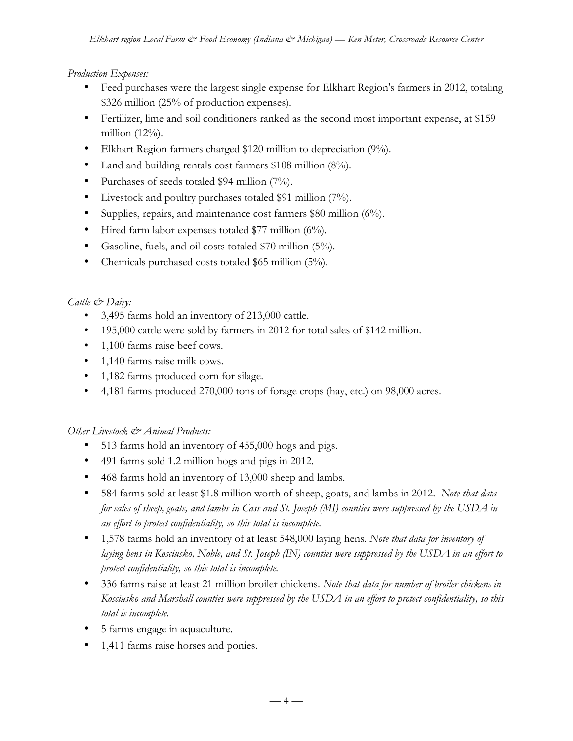*Production Expenses:*

- Feed purchases were the largest single expense for Elkhart Region's farmers in 2012, totaling $326 million (25% of production expenses).
- Fertilizer, lime and soil conditioners ranked as the second most important expense, at $159 million (12%).
- Elkhart Region farmers charged $120 million to depreciation (9%).
- Land and building rentals cost farmers $108 million (8%).
- Purchases of seeds totaled $94 million (7%).
- Livestock and poultry purchases totaled $91 million (7%).
- Supplies, repairs, and maintenance cost farmers $80 million (6%).
- Hired farm labor expenses totaled $77 million (6%).
- Gasoline, fuels, and oil costs totaled $70 million (5%).
- Chemicals purchased costs totaled $65 million (5%).

*Cattle & Dairy:*

- 3,495 farms hold an inventory of 213,000 cattle.
- 195,000 cattle were sold by farmers in 2012 for total sales of $142 million.
- 1,100 farms raise beef cows.
- 1,140 farms raise milk cows.
- 1,182 farms produced corn for silage.
- 4,181 farms produced 270,000 tons of forage crops (hay, etc.) on 98,000 acres.

*Other Livestock & Animal Products:*

- 513 farms hold an inventory of 455,000 hogs and pigs.
- 491 farms sold 1.2 million hogs and pigs in 2012.
- 468 farms hold an inventory of 13,000 sheep and lambs.
- 584 farms sold at least $1.8 million worth of sheep, goats, and lambs in 2012. *Note that data for sales of sheep, goats, and lambs in Cass and St. Joseph (MI) counties were suppressed by the USDA in an effort to protect confidentiality, so this total is incomplete.*
- 1,578 farms hold an inventory of at least 548,000 laying hens. *Note that data for inventory of laying hens in Kosciusko, Noble, and St. Joseph (IN) counties were suppressed by the USDA in an effort to protect confidentiality, so this total is incomplete.*
- 336 farms raise at least 21 million broiler chickens. *Note that data for number of broiler chickens in Kosciusko and Marshall counties were suppressed by the USDA in an effort to protect confidentiality, so this total is incomplete.*
- 5 farms engage in aquaculture.
- 1,411 farms raise horses and ponies.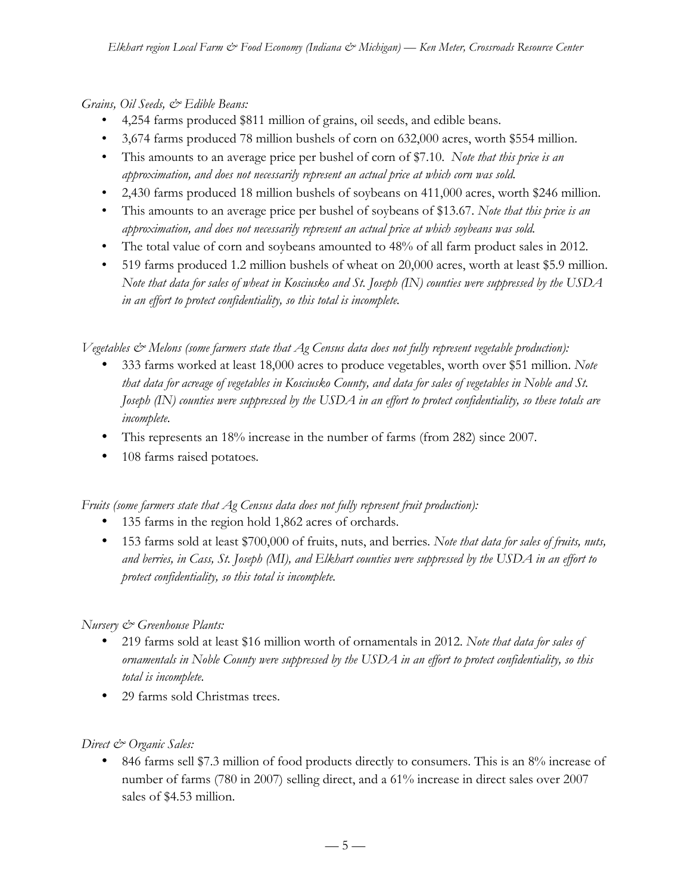*Grains, Oil Seeds, & Edible Beans:*

- 4,254 farms produced $811 million of grains, oil seeds, and edible beans.
- 3,674 farms produced 78 million bushels of corn on 632,000 acres, worth $554 million.
- This amounts to an average price per bushel of corn of $7.10. *Note that this price is an approximation, and does not necessarily represent an actual price at which corn was sold.*
- 2,430 farms produced 18 million bushels of soybeans on 411,000 acres, worth $246 million.
- This amounts to an average price per bushel of soybeans of $13.67. *Note that this price is an approximation, and does not necessarily represent an actual price at which soybeans was sold.*
- The total value of corn and soybeans amounted to 48% of all farm product sales in 2012.
- 519 farms produced 1.2 million bushels of wheat on 20,000 acres, worth at least $5.9 million. *Note that data for sales of wheat in Kosciusko and St. Joseph (IN) counties were suppressed by the USDA in an effort to protect confidentiality, so this total is incomplete.*

*Vegetables & Melons (some farmers state that Ag Census data does not fully represent vegetable production):*

- 333 farms worked at least 18,000 acres to produce vegetables, worth over $51 million. *Note that data for acreage of vegetables in Kosciusko County, and data for sales of vegetables in Noble and St. Joseph (IN) counties were suppressed by the USDA in an effort to protect confidentiality, so these totals are incomplete.*
- This represents an 18% increase in the number of farms (from 282) since 2007.
- 108 farms raised potatoes.

*Fruits (some farmers state that Ag Census data does not fully represent fruit production):*

- 135 farms in the region hold 1,862 acres of orchards.
- 153 farms sold at least $700,000 of fruits, nuts, and berries. *Note that data for sales of fruits, nuts, and berries, in Cass, St. Joseph (MI), and Elkhart counties were suppressed by the USDA in an effort to protect confidentiality, so this total is incomplete.*

*Nursery & Greenhouse Plants:*

- 219 farms sold at least $16 million worth of ornamentals in 2012. *Note that data for sales of ornamentals in Noble County were suppressed by the USDA in an effort to protect confidentiality, so this total is incomplete.*
- 29 farms sold Christmas trees.

*Direct & Organic Sales:*

- 846 farms sell $7.3 million of food products directly to consumers. This is an 8% increase of number of farms (780 in 2007) selling direct, and a 61% increase in direct sales over 2007 sales of $4.53 million.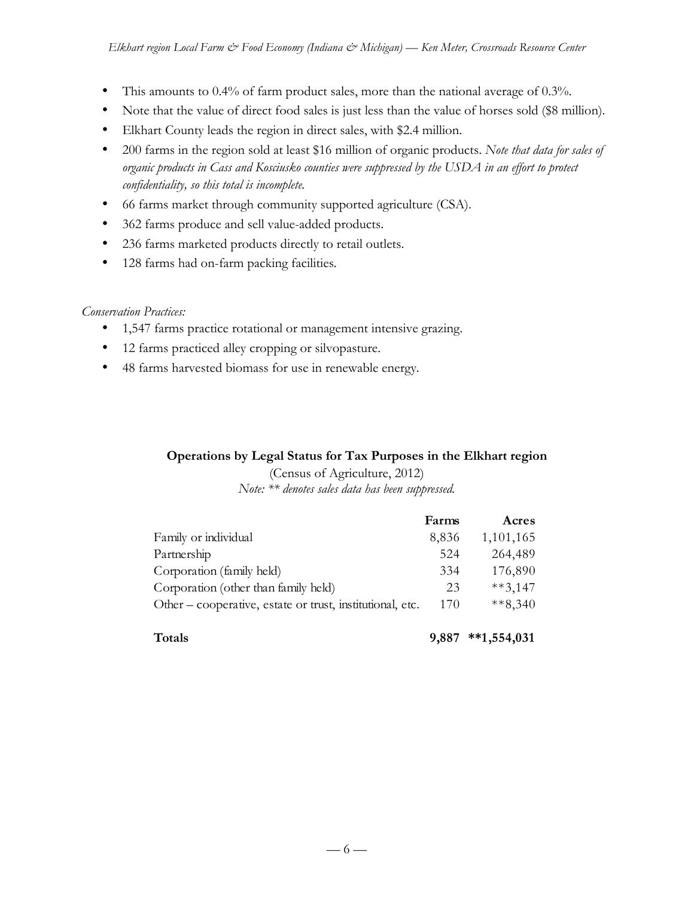- This amounts to 0.4% of farm product sales, more than the national average of 0.3%.
- Note that the value of direct food sales is just less than the value of horses sold ($8 million).
- Elkhart County leads the region in direct sales, with $2.4 million.
- 200 farms in the region sold at least $16 million of organic products. *Note that data for sales of organic products in Cass and Kosciusko counties were suppressed by the USDA in an effort to protect confidentiality, so this total is incomplete.*
- 66 farms market through community supported agriculture (CSA).
- 362 farms produce and sell value-added products.
- 236 farms marketed products directly to retail outlets.
- 128 farms had on-farm packing facilities.

*Conservation Practices:*

- 1,547 farms practice rotational or management intensive grazing.
- 12 farms practiced alley cropping or silvopasture.
- 48 farms harvested biomass for use in renewable energy.

**Operations by Legal Status for Tax Purposes in the Elkhart region**

(Census of Agriculture, 2012)

*Note: ** denotes sales data has been suppressed.*

| | Farms | Acres |
|---|---|---|
| Family or individual | 8,836 | 1,101,165 |
| Partnership | 524 | 264,489 |
| Corporation (family held) | 334 | 176,890 |
| Corporation (other than family held) | 23 | **3,147 |
| Other – cooperative, estate or trust, institutional, etc. | 170 | **8,340 |
| **Totals** | **9,887** | ****1,554,031** |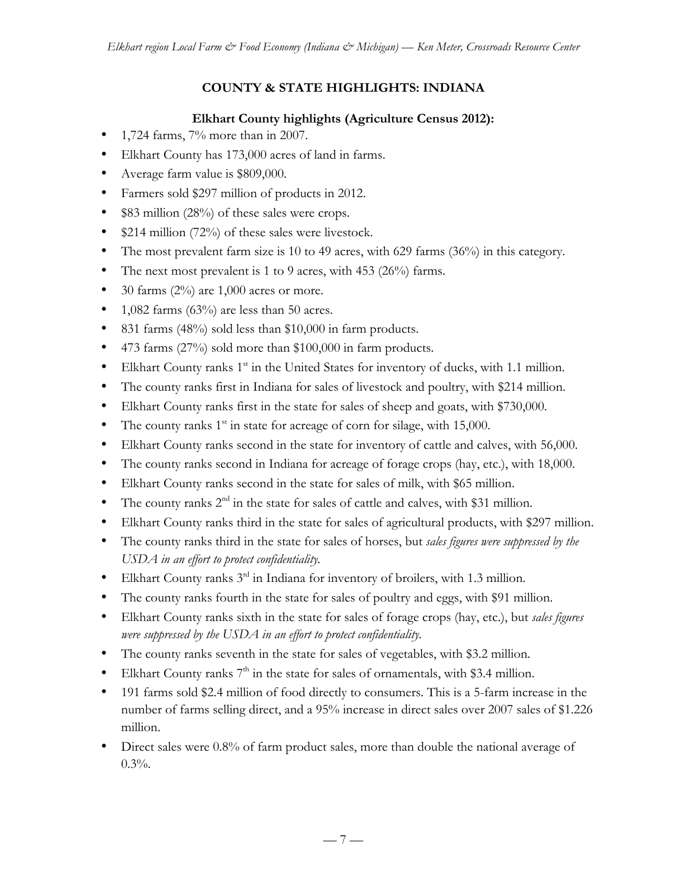## COUNTY & STATE HIGHLIGHTS: INDIANA

### Elkhart County highlights (Agriculture Census 2012):

- 1,724 farms, 7% more than in 2007.
- Elkhart County has 173,000 acres of land in farms.
- Average farm value is $809,000.
- Farmers sold $297 million of products in 2012.
- $83 million (28%) of these sales were crops.
- $214 million (72%) of these sales were livestock.
- The most prevalent farm size is 10 to 49 acres, with 629 farms (36%) in this category.
- The next most prevalent is 1 to 9 acres, with 453 (26%) farms.
- 30 farms (2%) are 1,000 acres or more.
- 1,082 farms (63%) are less than 50 acres.
- 831 farms (48%) sold less than $10,000 in farm products.
- 473 farms (27%) sold more than $100,000 in farm products.
- Elkhart County ranks 1st in the United States for inventory of ducks, with 1.1 million.
- The county ranks first in Indiana for sales of livestock and poultry, with $214 million.
- Elkhart County ranks first in the state for sales of sheep and goats, with $730,000.
- The county ranks 1st in state for acreage of corn for silage, with 15,000.
- Elkhart County ranks second in the state for inventory of cattle and calves, with 56,000.
- The county ranks second in Indiana for acreage of forage crops (hay, etc.), with 18,000.
- Elkhart County ranks second in the state for sales of milk, with $65 million.
- The county ranks 2nd in the state for sales of cattle and calves, with $31 million.
- Elkhart County ranks third in the state for sales of agricultural products, with $297 million.
- The county ranks third in the state for sales of horses, but *sales figures were suppressed by the USDA in an effort to protect confidentiality.*
- Elkhart County ranks 3rd in Indiana for inventory of broilers, with 1.3 million.
- The county ranks fourth in the state for sales of poultry and eggs, with $91 million.
- Elkhart County ranks sixth in the state for sales of forage crops (hay, etc.), but *sales figures were suppressed by the USDA in an effort to protect confidentiality.*
- The county ranks seventh in the state for sales of vegetables, with $3.2 million.
- Elkhart County ranks 7th in the state for sales of ornamentals, with $3.4 million.
- 191 farms sold $2.4 million of food directly to consumers. This is a 5-farm increase in the number of farms selling direct, and a 95% increase in direct sales over 2007 sales of $1.226 million.
- Direct sales were 0.8% of farm product sales, more than double the national average of 0.3%.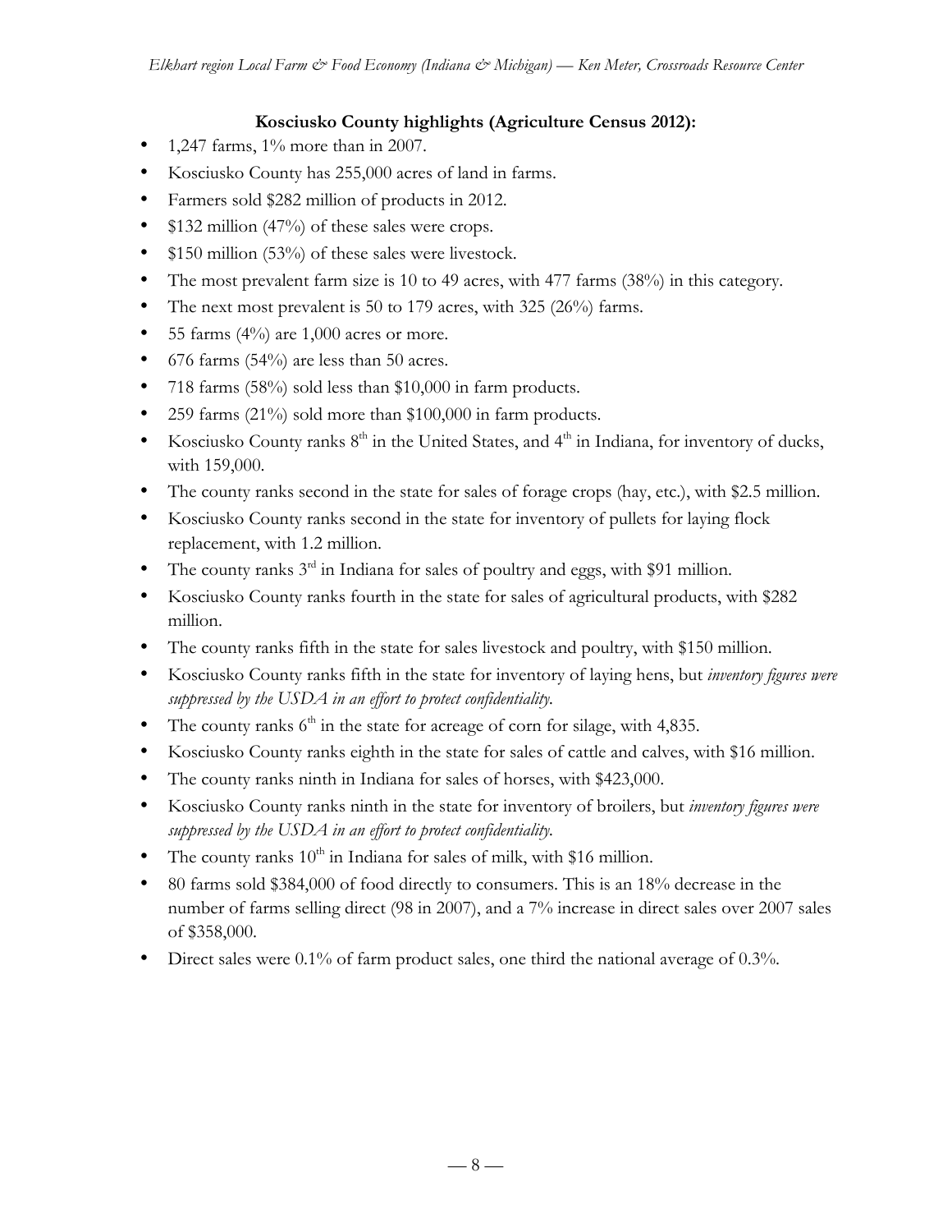### Kosciusko County highlights (Agriculture Census 2012):

- 1,247 farms, 1% more than in 2007.
- Kosciusko County has 255,000 acres of land in farms.
- Farmers sold $282 million of products in 2012.
- $132 million (47%) of these sales were crops.
- $150 million (53%) of these sales were livestock.
- The most prevalent farm size is 10 to 49 acres, with 477 farms (38%) in this category.
- The next most prevalent is 50 to 179 acres, with 325 (26%) farms.
- 55 farms (4%) are 1,000 acres or more.
- 676 farms (54%) are less than 50 acres.
- 718 farms (58%) sold less than $10,000 in farm products.
- 259 farms (21%) sold more than $100,000 in farm products.
- Kosciusko County ranks 8th in the United States, and 4th in Indiana, for inventory of ducks, with 159,000.
- The county ranks second in the state for sales of forage crops (hay, etc.), with $2.5 million.
- Kosciusko County ranks second in the state for inventory of pullets for laying flock replacement, with 1.2 million.
- The county ranks 3rd in Indiana for sales of poultry and eggs, with $91 million.
- Kosciusko County ranks fourth in the state for sales of agricultural products, with $282 million.
- The county ranks fifth in the state for sales livestock and poultry, with $150 million.
- Kosciusko County ranks fifth in the state for inventory of laying hens, but *inventory figures were suppressed by the USDA in an effort to protect confidentiality.*
- The county ranks 6th in the state for acreage of corn for silage, with 4,835.
- Kosciusko County ranks eighth in the state for sales of cattle and calves, with $16 million.
- The county ranks ninth in Indiana for sales of horses, with $423,000.
- Kosciusko County ranks ninth in the state for inventory of broilers, but *inventory figures were suppressed by the USDA in an effort to protect confidentiality.*
- The county ranks 10th in Indiana for sales of milk, with $16 million.
- 80 farms sold $384,000 of food directly to consumers. This is an 18% decrease in the number of farms selling direct (98 in 2007), and a 7% increase in direct sales over 2007 sales of $358,000.
- Direct sales were 0.1% of farm product sales, one third the national average of 0.3%.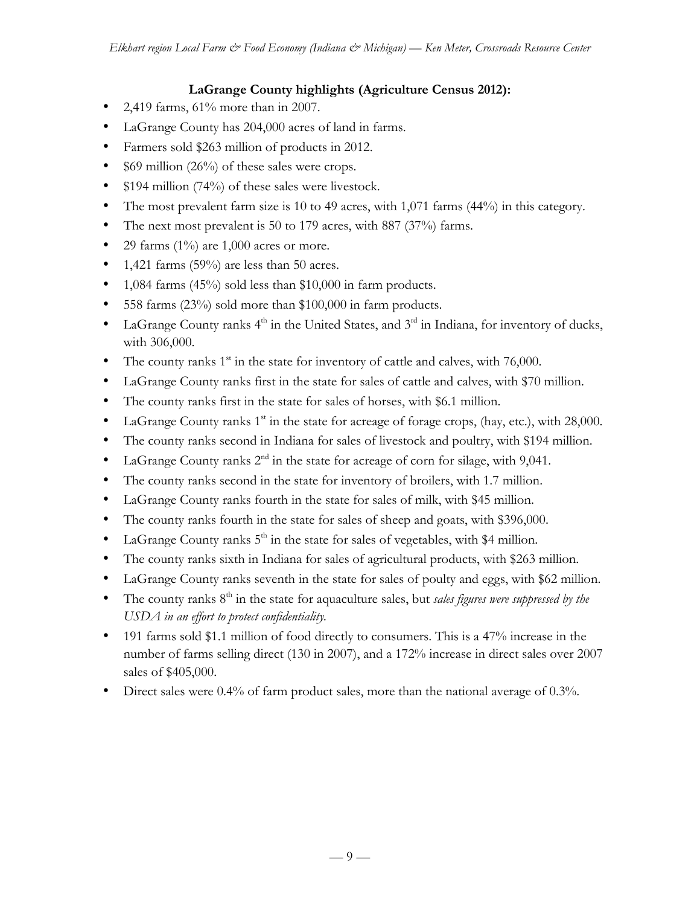**LaGrange County highlights (Agriculture Census 2012):**

- 2,419 farms, 61% more than in 2007.
- LaGrange County has 204,000 acres of land in farms.
- Farmers sold $263 million of products in 2012.
- $69 million (26%) of these sales were crops.
- $194 million (74%) of these sales were livestock.
- The most prevalent farm size is 10 to 49 acres, with 1,071 farms (44%) in this category.
- The next most prevalent is 50 to 179 acres, with 887 (37%) farms.
- 29 farms (1%) are 1,000 acres or more.
- 1,421 farms (59%) are less than 50 acres.
- 1,084 farms (45%) sold less than $10,000 in farm products.
- 558 farms (23%) sold more than $100,000 in farm products.
- LaGrange County ranks 4th in the United States, and 3rd in Indiana, for inventory of ducks, with 306,000.
- The county ranks 1st in the state for inventory of cattle and calves, with 76,000.
- LaGrange County ranks first in the state for sales of cattle and calves, with $70 million.
- The county ranks first in the state for sales of horses, with $6.1 million.
- LaGrange County ranks 1st in the state for acreage of forage crops, (hay, etc.), with 28,000.
- The county ranks second in Indiana for sales of livestock and poultry, with $194 million.
- LaGrange County ranks 2nd in the state for acreage of corn for silage, with 9,041.
- The county ranks second in the state for inventory of broilers, with 1.7 million.
- LaGrange County ranks fourth in the state for sales of milk, with $45 million.
- The county ranks fourth in the state for sales of sheep and goats, with $396,000.
- LaGrange County ranks 5th in the state for sales of vegetables, with $4 million.
- The county ranks sixth in Indiana for sales of agricultural products, with $263 million.
- LaGrange County ranks seventh in the state for sales of poulty and eggs, with $62 million.
- The county ranks 8th in the state for aquaculture sales, but *sales figures were suppressed by the USDA in an effort to protect confidentiality.*
- 191 farms sold $1.1 million of food directly to consumers. This is a 47% increase in the number of farms selling direct (130 in 2007), and a 172% increase in direct sales over 2007 sales of $405,000.
- Direct sales were 0.4% of farm product sales, more than the national average of 0.3%.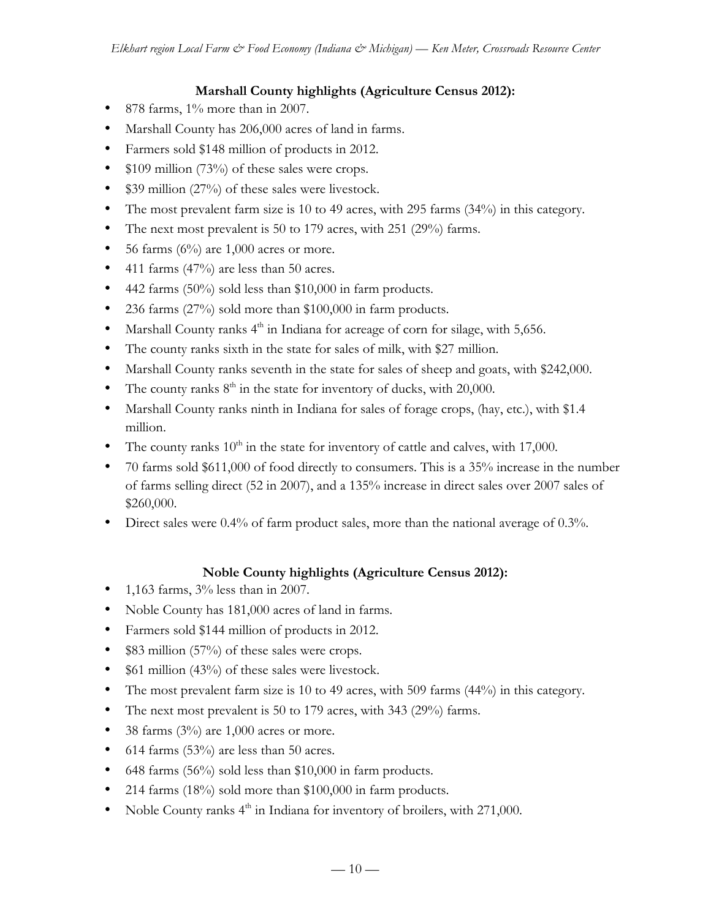**Marshall County highlights (Agriculture Census 2012):**

- 878 farms, 1% more than in 2007.
- Marshall County has 206,000 acres of land in farms.
- Farmers sold $148 million of products in 2012.
- $109 million (73%) of these sales were crops.
- $39 million (27%) of these sales were livestock.
- The most prevalent farm size is 10 to 49 acres, with 295 farms (34%) in this category.
- The next most prevalent is 50 to 179 acres, with 251 (29%) farms.
- 56 farms (6%) are 1,000 acres or more.
- 411 farms (47%) are less than 50 acres.
- 442 farms (50%) sold less than $10,000 in farm products.
- 236 farms (27%) sold more than $100,000 in farm products.
- Marshall County ranks 4th in Indiana for acreage of corn for silage, with 5,656.
- The county ranks sixth in the state for sales of milk, with $27 million.
- Marshall County ranks seventh in the state for sales of sheep and goats, with $242,000.
- The county ranks 8th in the state for inventory of ducks, with 20,000.
- Marshall County ranks ninth in Indiana for sales of forage crops, (hay, etc.), with $1.4 million.
- The county ranks 10th in the state for inventory of cattle and calves, with 17,000.
- 70 farms sold $611,000 of food directly to consumers. This is a 35% increase in the number of farms selling direct (52 in 2007), and a 135% increase in direct sales over 2007 sales of $260,000.
- Direct sales were 0.4% of farm product sales, more than the national average of 0.3%.

**Noble County highlights (Agriculture Census 2012):**

- 1,163 farms, 3% less than in 2007.
- Noble County has 181,000 acres of land in farms.
- Farmers sold $144 million of products in 2012.
- $83 million (57%) of these sales were crops.
- $61 million (43%) of these sales were livestock.
- The most prevalent farm size is 10 to 49 acres, with 509 farms (44%) in this category.
- The next most prevalent is 50 to 179 acres, with 343 (29%) farms.
- 38 farms (3%) are 1,000 acres or more.
- 614 farms (53%) are less than 50 acres.
- 648 farms (56%) sold less than $10,000 in farm products.
- 214 farms (18%) sold more than $100,000 in farm products.
- Noble County ranks 4th in Indiana for inventory of broilers, with 271,000.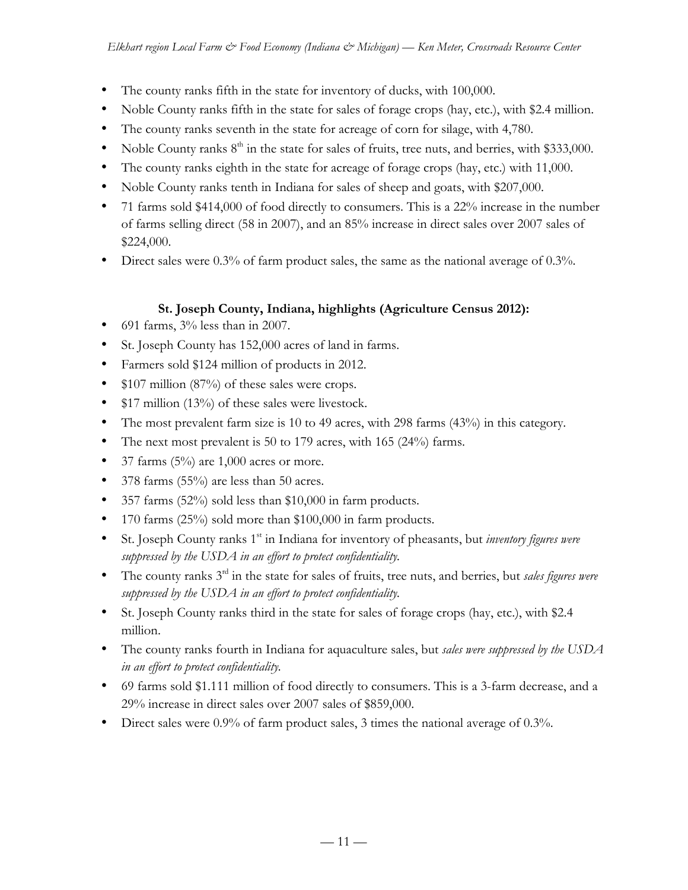- The county ranks fifth in the state for inventory of ducks, with 100,000.
- Noble County ranks fifth in the state for sales of forage crops (hay, etc.), with \$2.4 million.
- The county ranks seventh in the state for acreage of corn for silage, with 4,780.
- Noble County ranks 8th in the state for sales of fruits, tree nuts, and berries, with \$333,000.
- The county ranks eighth in the state for acreage of forage crops (hay, etc.) with 11,000.
- Noble County ranks tenth in Indiana for sales of sheep and goats, with \$207,000.
- 71 farms sold \$414,000 of food directly to consumers. This is a 22% increase in the number of farms selling direct (58 in 2007), and an 85% increase in direct sales over 2007 sales of \$224,000.
- Direct sales were 0.3% of farm product sales, the same as the national average of 0.3%.

### St. Joseph County, Indiana, highlights (Agriculture Census 2012):

- 691 farms, 3% less than in 2007.
- St. Joseph County has 152,000 acres of land in farms.
- Farmers sold \$124 million of products in 2012.
- \$107 million (87%) of these sales were crops.
- \$17 million (13%) of these sales were livestock.
- The most prevalent farm size is 10 to 49 acres, with 298 farms (43%) in this category.
- The next most prevalent is 50 to 179 acres, with 165 (24%) farms.
- 37 farms (5%) are 1,000 acres or more.
- 378 farms (55%) are less than 50 acres.
- 357 farms (52%) sold less than \$10,000 in farm products.
- 170 farms (25%) sold more than \$100,000 in farm products.
- St. Joseph County ranks 1st in Indiana for inventory of pheasants, but *inventory figures were suppressed by the USDA in an effort to protect confidentiality.*
- The county ranks 3rd in the state for sales of fruits, tree nuts, and berries, but *sales figures were suppressed by the USDA in an effort to protect confidentiality.*
- St. Joseph County ranks third in the state for sales of forage crops (hay, etc.), with \$2.4 million.
- The county ranks fourth in Indiana for aquaculture sales, but *sales were suppressed by the USDA in an effort to protect confidentiality.*
- 69 farms sold \$1.111 million of food directly to consumers. This is a 3-farm decrease, and a 29% increase in direct sales over 2007 sales of \$859,000.
- Direct sales were 0.9% of farm product sales, 3 times the national average of 0.3%.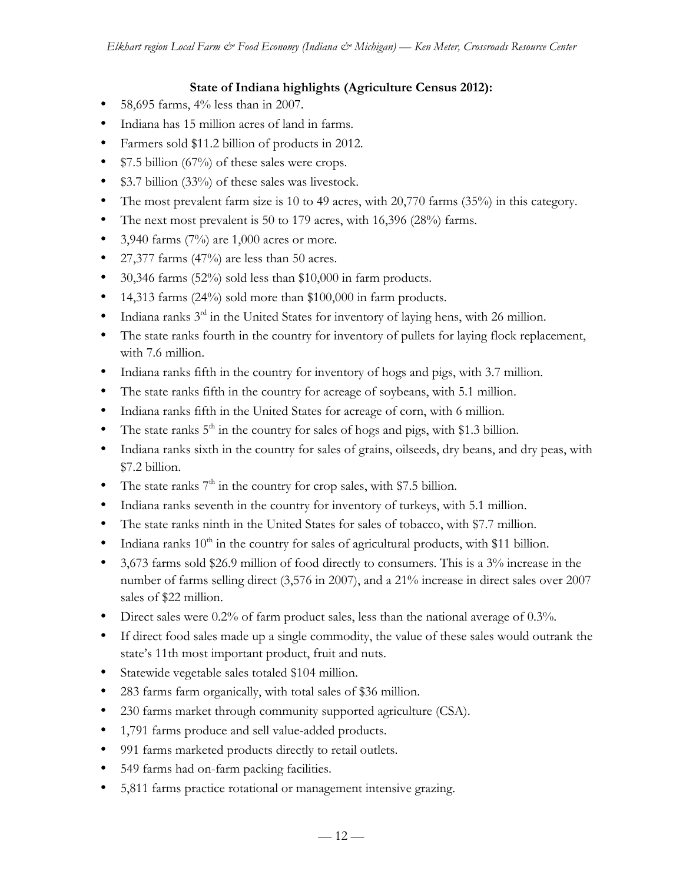**State of Indiana highlights (Agriculture Census 2012):**

- 58,695 farms, 4% less than in 2007.
- Indiana has 15 million acres of land in farms.
- Farmers sold $11.2 billion of products in 2012.
- $7.5 billion (67%) of these sales were crops.
- $3.7 billion (33%) of these sales was livestock.
- The most prevalent farm size is 10 to 49 acres, with 20,770 farms (35%) in this category.
- The next most prevalent is 50 to 179 acres, with 16,396 (28%) farms.
- 3,940 farms (7%) are 1,000 acres or more.
- 27,377 farms (47%) are less than 50 acres.
- 30,346 farms (52%) sold less than $10,000 in farm products.
- 14,313 farms (24%) sold more than $100,000 in farm products.
- Indiana ranks 3rd in the United States for inventory of laying hens, with 26 million.
- The state ranks fourth in the country for inventory of pullets for laying flock replacement, with 7.6 million.
- Indiana ranks fifth in the country for inventory of hogs and pigs, with 3.7 million.
- The state ranks fifth in the country for acreage of soybeans, with 5.1 million.
- Indiana ranks fifth in the United States for acreage of corn, with 6 million.
- The state ranks 5th in the country for sales of hogs and pigs, with $1.3 billion.
- Indiana ranks sixth in the country for sales of grains, oilseeds, dry beans, and dry peas, with $7.2 billion.
- The state ranks 7th in the country for crop sales, with $7.5 billion.
- Indiana ranks seventh in the country for inventory of turkeys, with 5.1 million.
- The state ranks ninth in the United States for sales of tobacco, with $7.7 million.
- Indiana ranks 10th in the country for sales of agricultural products, with $11 billion.
- 3,673 farms sold $26.9 million of food directly to consumers. This is a 3% increase in the number of farms selling direct (3,576 in 2007), and a 21% increase in direct sales over 2007 sales of $22 million.
- Direct sales were 0.2% of farm product sales, less than the national average of 0.3%.
- If direct food sales made up a single commodity, the value of these sales would outrank the state's 11th most important product, fruit and nuts.
- Statewide vegetable sales totaled $104 million.
- 283 farms farm organically, with total sales of $36 million.
- 230 farms market through community supported agriculture (CSA).
- 1,791 farms produce and sell value-added products.
- 991 farms marketed products directly to retail outlets.
- 549 farms had on-farm packing facilities.
- 5,811 farms practice rotational or management intensive grazing.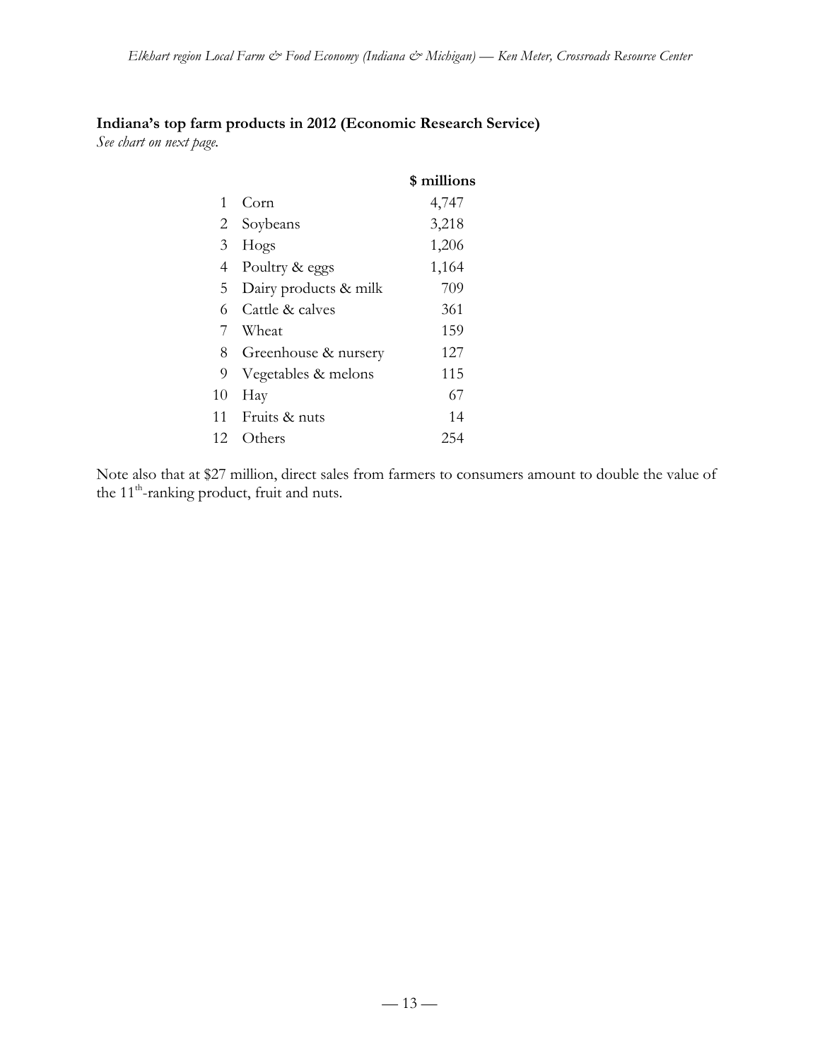**Indiana's top farm products in 2012 (Economic Research Service)**

*See chart on next page.*

| | | $ millions |
|---|---|---|
| 1 | Corn | 4,747 |
| 2 | Soybeans | 3,218 |
| 3 | Hogs | 1,206 |
| 4 | Poultry & eggs | 1,164 |
| 5 | Dairy products & milk | 709 |
| 6 | Cattle & calves | 361 |
| 7 | Wheat | 159 |
| 8 | Greenhouse & nursery | 127 |
| 9 | Vegetables & melons | 115 |
| 10 | Hay | 67 |
| 11 | Fruits & nuts | 14 |
| 12 | Others | 254 |

Note also that at $27 million, direct sales from farmers to consumers amount to double the value of the 11th-ranking product, fruit and nuts.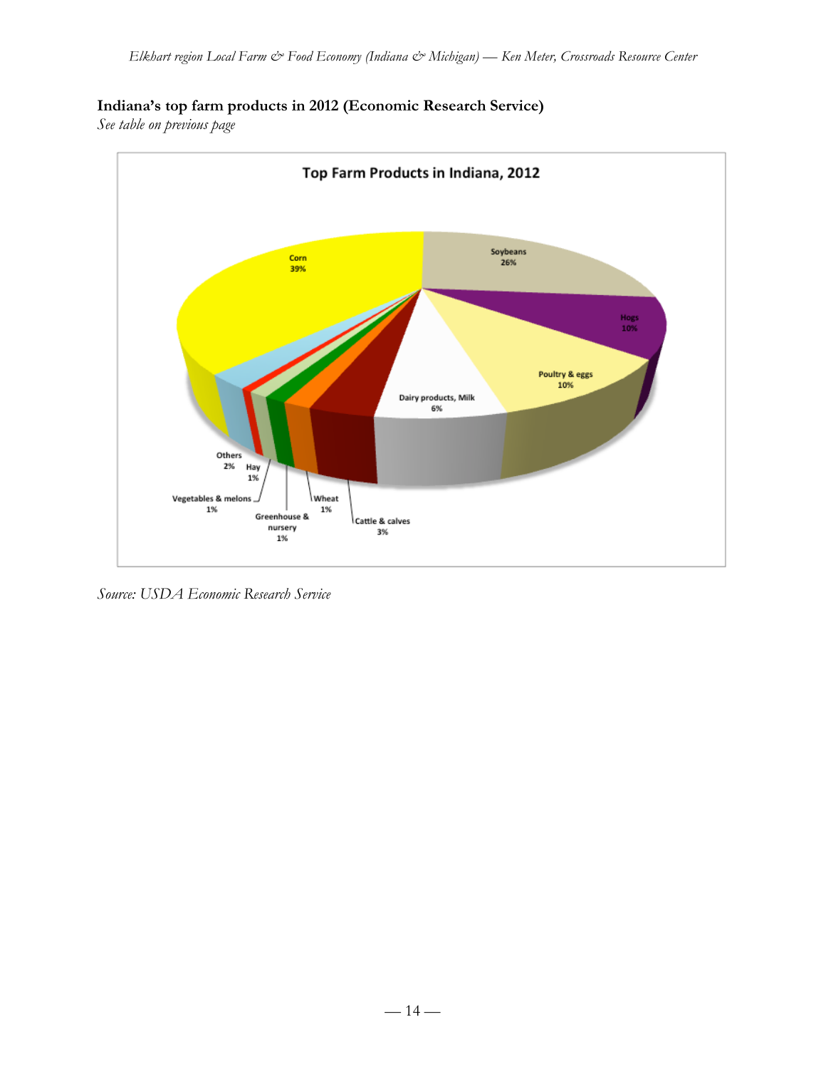**Indiana's top farm products in 2012 (Economic Research Service)**

*See table on previous page*

*Source: USDA Economic Research Service*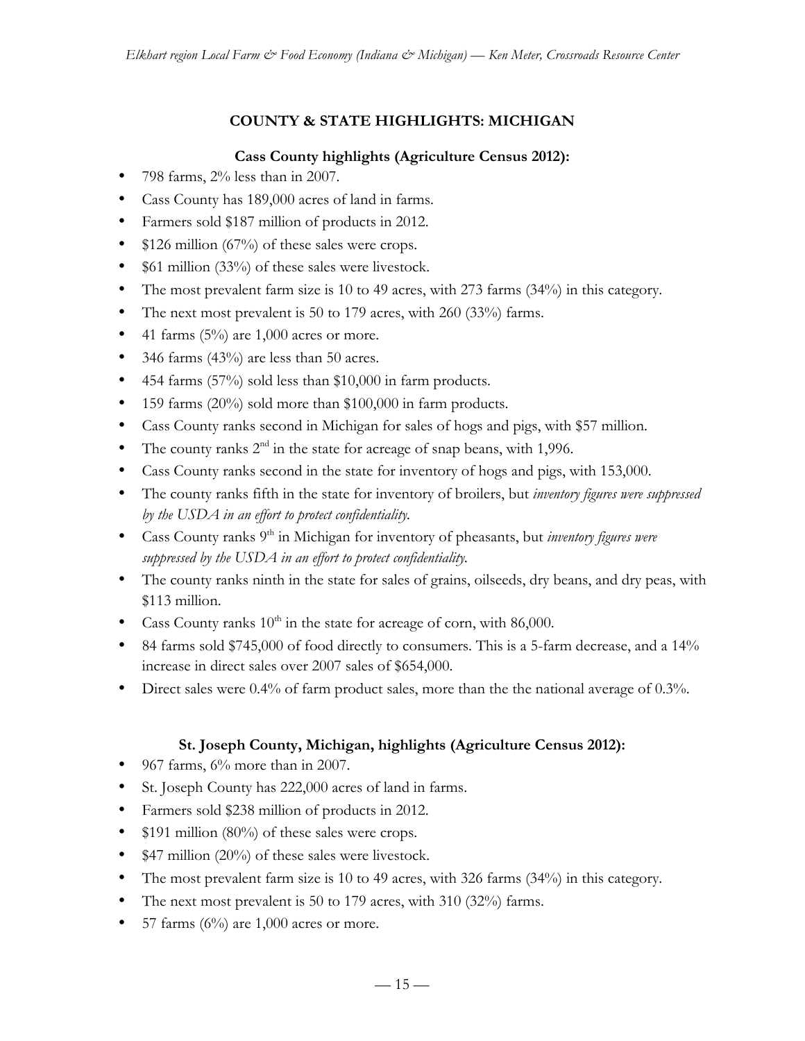## COUNTY & STATE HIGHLIGHTS: MICHIGAN

### Cass County highlights (Agriculture Census 2012):

- 798 farms, 2% less than in 2007.
- Cass County has 189,000 acres of land in farms.
- Farmers sold $187 million of products in 2012.
- $126 million (67%) of these sales were crops.
- $61 million (33%) of these sales were livestock.
- The most prevalent farm size is 10 to 49 acres, with 273 farms (34%) in this category.
- The next most prevalent is 50 to 179 acres, with 260 (33%) farms.
- 41 farms (5%) are 1,000 acres or more.
- 346 farms (43%) are less than 50 acres.
- 454 farms (57%) sold less than $10,000 in farm products.
- 159 farms (20%) sold more than $100,000 in farm products.
- Cass County ranks second in Michigan for sales of hogs and pigs, with $57 million.
- The county ranks 2nd in the state for acreage of snap beans, with 1,996.
- Cass County ranks second in the state for inventory of hogs and pigs, with 153,000.
- The county ranks fifth in the state for inventory of broilers, but *inventory figures were suppressed by the USDA in an effort to protect confidentiality.*
- Cass County ranks 9th in Michigan for inventory of pheasants, but *inventory figures were suppressed by the USDA in an effort to protect confidentiality.*
- The county ranks ninth in the state for sales of grains, oilseeds, dry beans, and dry peas, with $113 million.
- Cass County ranks 10th in the state for acreage of corn, with 86,000.
- 84 farms sold $745,000 of food directly to consumers. This is a 5-farm decrease, and a 14% increase in direct sales over 2007 sales of $654,000.
- Direct sales were 0.4% of farm product sales, more than the the national average of 0.3%.

### St. Joseph County, Michigan, highlights (Agriculture Census 2012):

- 967 farms, 6% more than in 2007.
- St. Joseph County has 222,000 acres of land in farms.
- Farmers sold $238 million of products in 2012.
- $191 million (80%) of these sales were crops.
- $47 million (20%) of these sales were livestock.
- The most prevalent farm size is 10 to 49 acres, with 326 farms (34%) in this category.
- The next most prevalent is 50 to 179 acres, with 310 (32%) farms.
- 57 farms (6%) are 1,000 acres or more.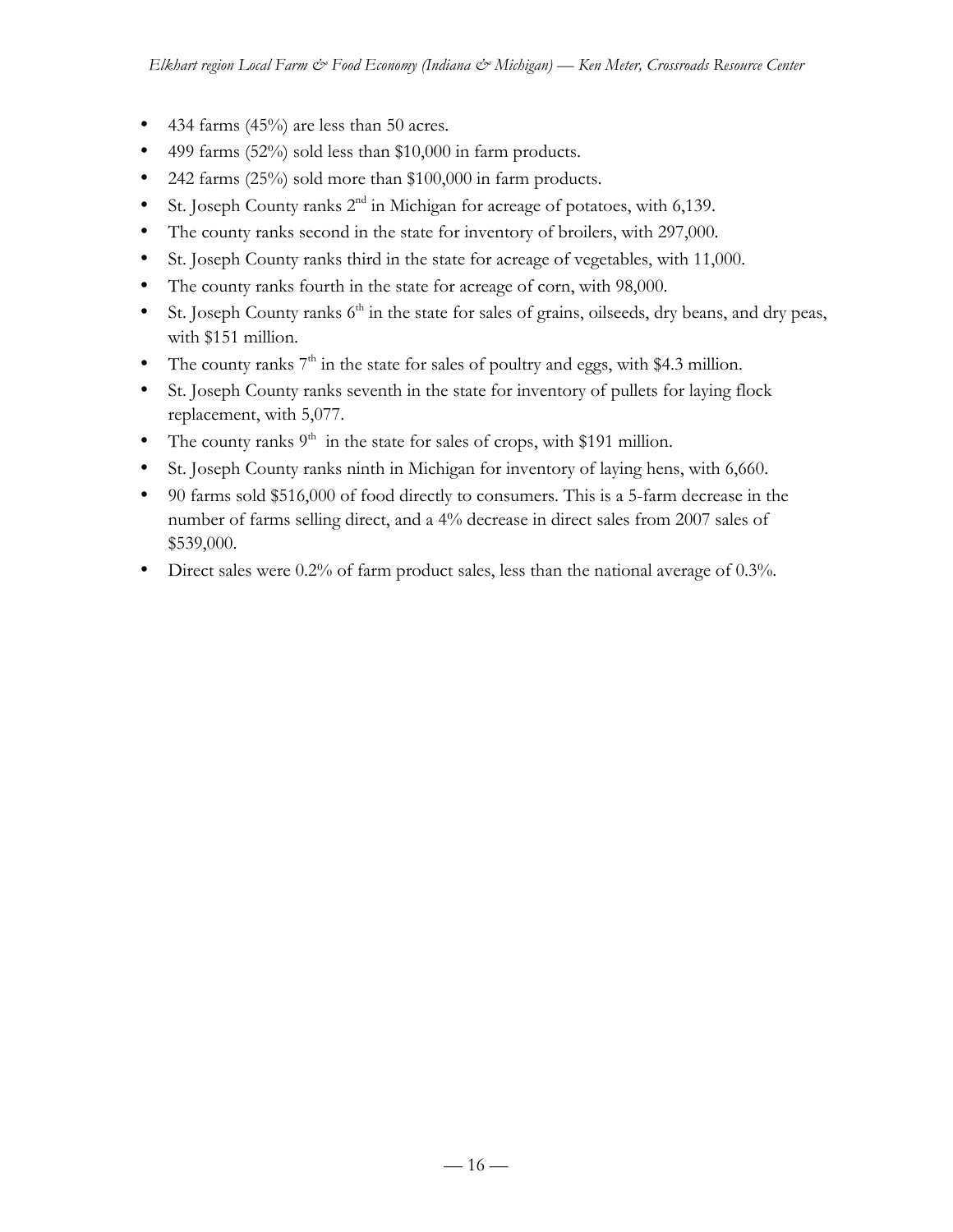- 434 farms (45%) are less than 50 acres.
- 499 farms (52%) sold less than $10,000 in farm products.
- 242 farms (25%) sold more than $100,000 in farm products.
- St. Joseph County ranks 2nd in Michigan for acreage of potatoes, with 6,139.
- The county ranks second in the state for inventory of broilers, with 297,000.
- St. Joseph County ranks third in the state for acreage of vegetables, with 11,000.
- The county ranks fourth in the state for acreage of corn, with 98,000.
- St. Joseph County ranks 6th in the state for sales of grains, oilseeds, dry beans, and dry peas, with $151 million.
- The county ranks 7th in the state for sales of poultry and eggs, with $4.3 million.
- St. Joseph County ranks seventh in the state for inventory of pullets for laying flock replacement, with 5,077.
- The county ranks 9th in the state for sales of crops, with $191 million.
- St. Joseph County ranks ninth in Michigan for inventory of laying hens, with 6,660.
- 90 farms sold $516,000 of food directly to consumers. This is a 5-farm decrease in the number of farms selling direct, and a 4% decrease in direct sales from 2007 sales of $539,000.
- Direct sales were 0.2% of farm product sales, less than the national average of 0.3%.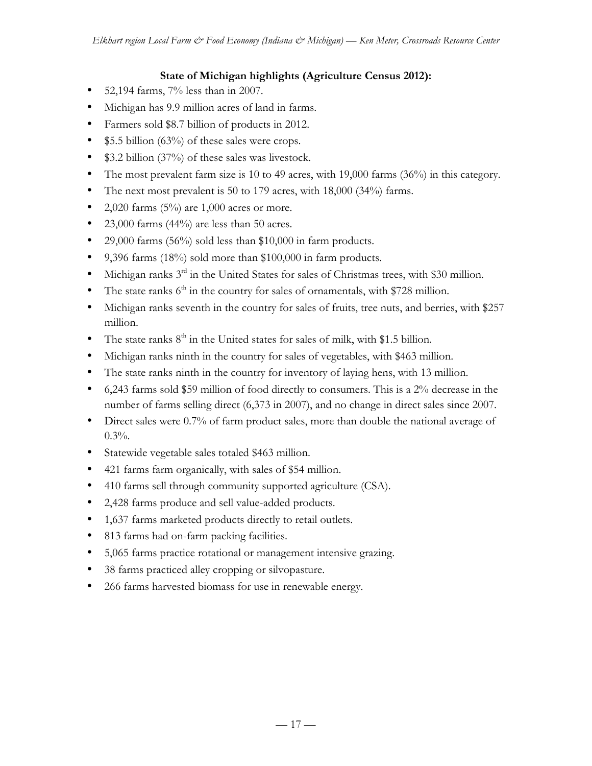### State of Michigan highlights (Agriculture Census 2012):

- 52,194 farms, 7% less than in 2007.
- Michigan has 9.9 million acres of land in farms.
- Farmers sold $8.7 billion of products in 2012.
- $5.5 billion (63%) of these sales were crops.
- $3.2 billion (37%) of these sales was livestock.
- The most prevalent farm size is 10 to 49 acres, with 19,000 farms (36%) in this category.
- The next most prevalent is 50 to 179 acres, with 18,000 (34%) farms.
- 2,020 farms (5%) are 1,000 acres or more.
- 23,000 farms (44%) are less than 50 acres.
- 29,000 farms (56%) sold less than $10,000 in farm products.
- 9,396 farms (18%) sold more than $100,000 in farm products.
- Michigan ranks 3rd in the United States for sales of Christmas trees, with $30 million.
- The state ranks 6th in the country for sales of ornamentals, with $728 million.
- Michigan ranks seventh in the country for sales of fruits, tree nuts, and berries, with $257 million.
- The state ranks 8th in the United states for sales of milk, with $1.5 billion.
- Michigan ranks ninth in the country for sales of vegetables, with $463 million.
- The state ranks ninth in the country for inventory of laying hens, with 13 million.
- 6,243 farms sold $59 million of food directly to consumers. This is a 2% decrease in the number of farms selling direct (6,373 in 2007), and no change in direct sales since 2007.
- Direct sales were 0.7% of farm product sales, more than double the national average of 0.3%.
- Statewide vegetable sales totaled $463 million.
- 421 farms farm organically, with sales of $54 million.
- 410 farms sell through community supported agriculture (CSA).
- 2,428 farms produce and sell value-added products.
- 1,637 farms marketed products directly to retail outlets.
- 813 farms had on-farm packing facilities.
- 5,065 farms practice rotational or management intensive grazing.
- 38 farms practiced alley cropping or silvopasture.
- 266 farms harvested biomass for use in renewable energy.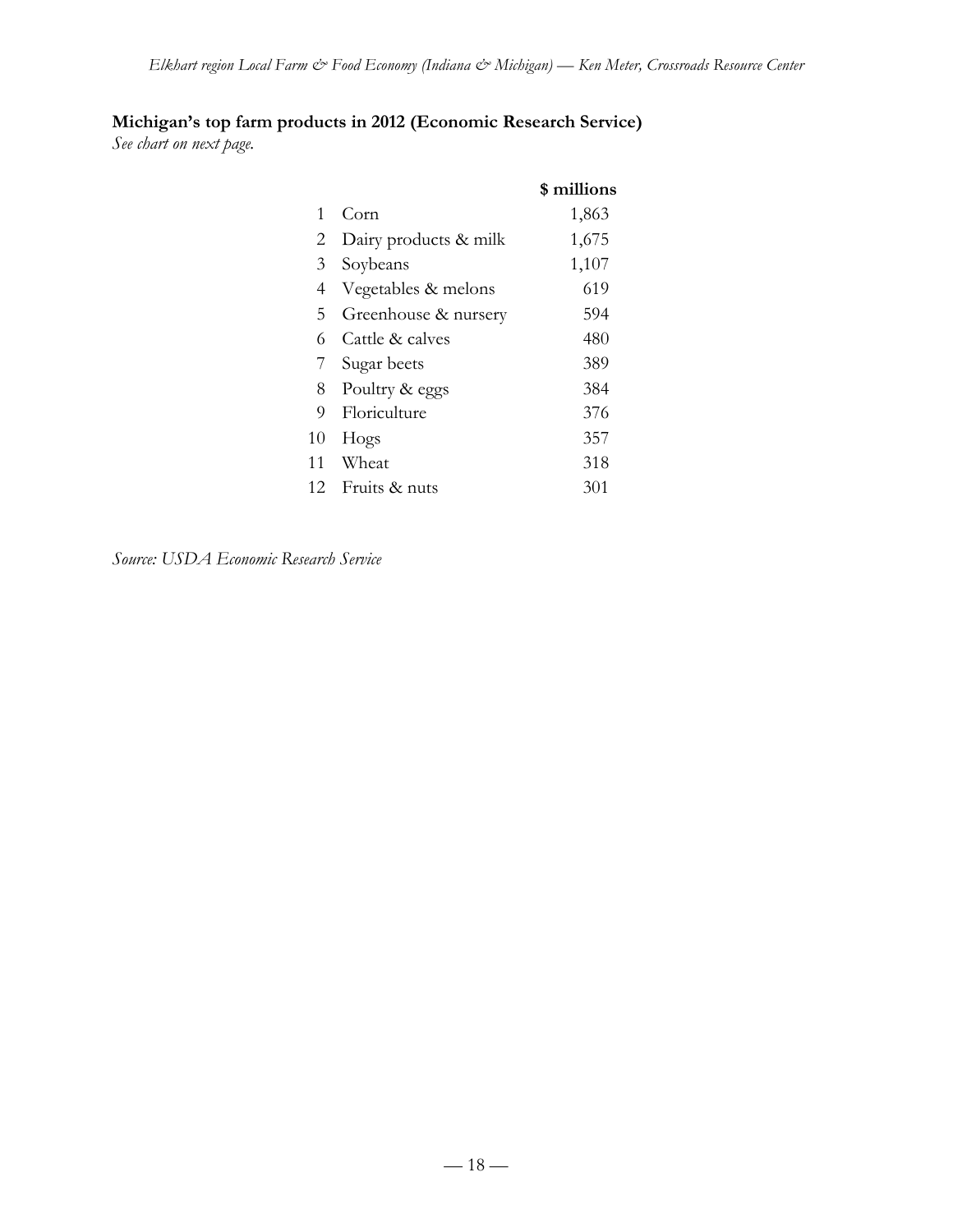**Michigan's top farm products in 2012 (Economic Research Service)**

*See chart on next page.*

| | | $ millions |
|---|---|---|
| 1 | Corn | 1,863 |
| 2 | Dairy products & milk | 1,675 |
| 3 | Soybeans | 1,107 |
| 4 | Vegetables & melons | 619 |
| 5 | Greenhouse & nursery | 594 |
| 6 | Cattle & calves | 480 |
| 7 | Sugar beets | 389 |
| 8 | Poultry & eggs | 384 |
| 9 | Floriculture | 376 |
| 10 | Hogs | 357 |
| 11 | Wheat | 318 |
| 12 | Fruits & nuts | 301 |

*Source: USDA Economic Research Service*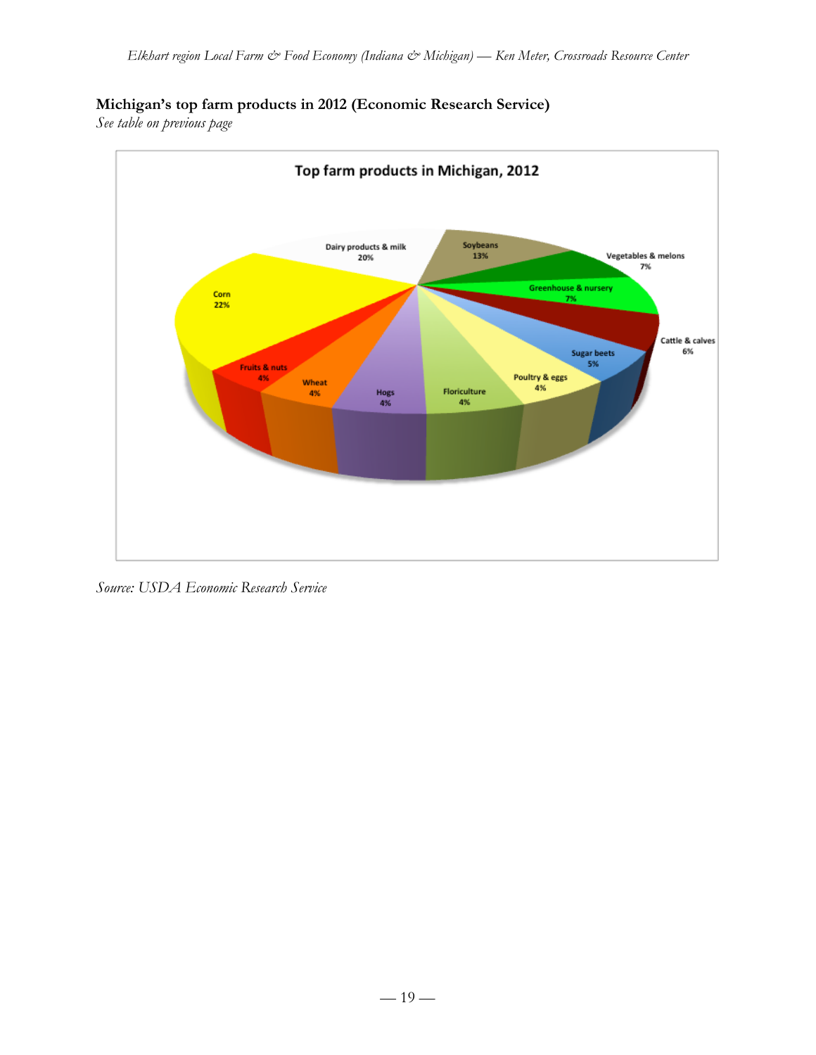**Michigan's top farm products in 2012 (Economic Research Service)**
*See table on previous page*

Top farm products in Michigan, 2012

Dairy products & milk 20%
Soybeans 13%
Vegetables & melons 7%
Greenhouse & nursery 7%
Cattle & calves 6%
Sugar beets 5%
Poultry & eggs 4%
Floriculture 4%
Hogs 4%
Wheat 4%
Fruits & nuts 4%
Corn 22%

*Source: USDA Economic Research Service*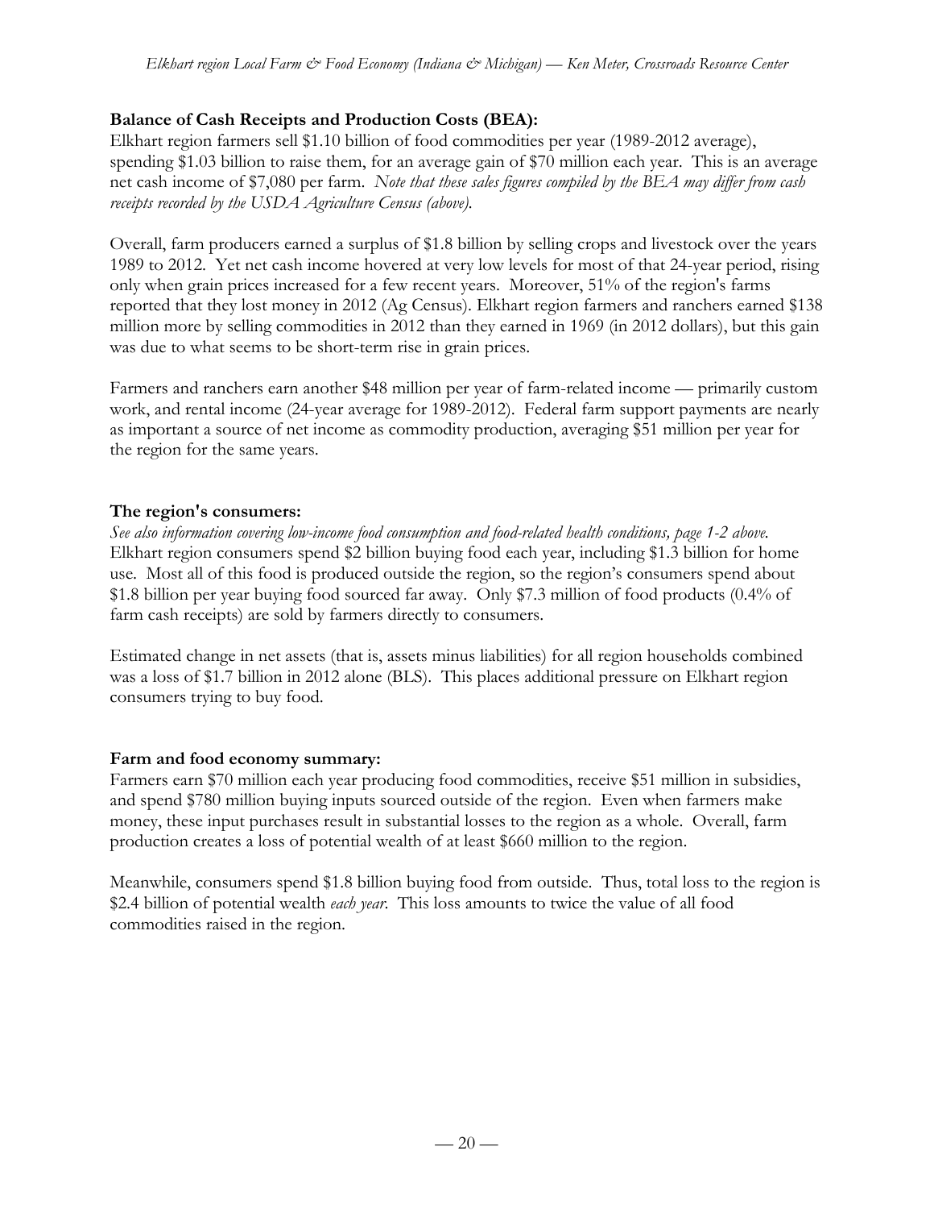**Balance of Cash Receipts and Production Costs (BEA):**

Elkhart region farmers sell $1.10 billion of food commodities per year (1989-2012 average), spending $1.03 billion to raise them, for an average gain of $70 million each year. This is an average net cash income of $7,080 per farm. *Note that these sales figures compiled by the BEA may differ from cash receipts recorded by the USDA Agriculture Census (above).*

Overall, farm producers earned a surplus of $1.8 billion by selling crops and livestock over the years 1989 to 2012. Yet net cash income hovered at very low levels for most of that 24-year period, rising only when grain prices increased for a few recent years. Moreover, 51% of the region's farms reported that they lost money in 2012 (Ag Census). Elkhart region farmers and ranchers earned $138 million more by selling commodities in 2012 than they earned in 1969 (in 2012 dollars), but this gain was due to what seems to be short-term rise in grain prices.

Farmers and ranchers earn another $48 million per year of farm-related income — primarily custom work, and rental income (24-year average for 1989-2012). Federal farm support payments are nearly as important a source of net income as commodity production, averaging $51 million per year for the region for the same years.

**The region's consumers:**

*See also information covering low-income food consumption and food-related health conditions, page 1-2 above.*
Elkhart region consumers spend $2 billion buying food each year, including $1.3 billion for home use. Most all of this food is produced outside the region, so the region's consumers spend about $1.8 billion per year buying food sourced far away. Only $7.3 million of food products (0.4% of farm cash receipts) are sold by farmers directly to consumers.

Estimated change in net assets (that is, assets minus liabilities) for all region households combined was a loss of $1.7 billion in 2012 alone (BLS). This places additional pressure on Elkhart region consumers trying to buy food.

**Farm and food economy summary:**

Farmers earn $70 million each year producing food commodities, receive $51 million in subsidies, and spend $780 million buying inputs sourced outside of the region. Even when farmers make money, these input purchases result in substantial losses to the region as a whole. Overall, farm production creates a loss of potential wealth of at least $660 million to the region.

Meanwhile, consumers spend $1.8 billion buying food from outside. Thus, total loss to the region is $2.4 billion of potential wealth *each year*. This loss amounts to twice the value of all food commodities raised in the region.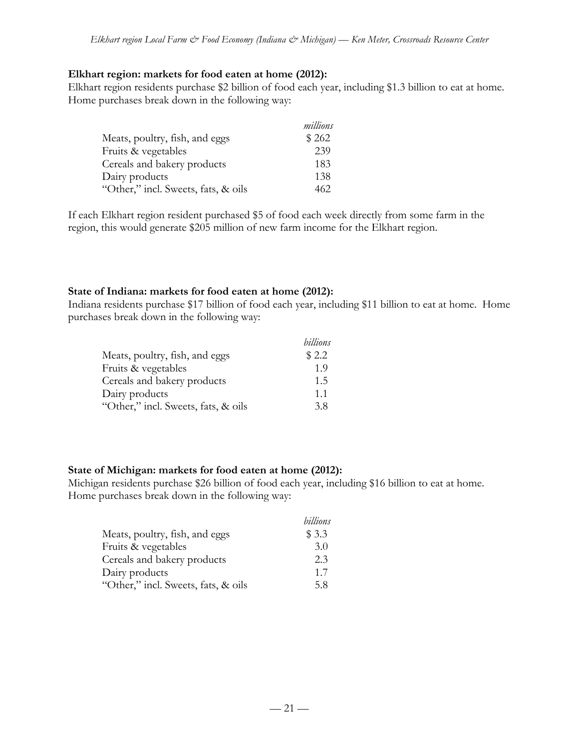**Elkhart region: markets for food eaten at home (2012):**

Elkhart region residents purchase $2 billion of food each year, including $1.3 billion to eat at home. Home purchases break down in the following way:

| | *millions* |
|---|---|
| Meats, poultry, fish, and eggs | $ 262 |
| Fruits & vegetables | 239 |
| Cereals and bakery products | 183 |
| Dairy products | 138 |
| "Other," incl. Sweets, fats, & oils | 462 |

If each Elkhart region resident purchased $5 of food each week directly from some farm in the region, this would generate $205 million of new farm income for the Elkhart region.

**State of Indiana: markets for food eaten at home (2012):**

Indiana residents purchase $17 billion of food each year, including $11 billion to eat at home. Home purchases break down in the following way:

| | *billions* |
|---|---|
| Meats, poultry, fish, and eggs | $ 2.2 |
| Fruits & vegetables | 1.9 |
| Cereals and bakery products | 1.5 |
| Dairy products | 1.1 |
| "Other," incl. Sweets, fats, & oils | 3.8 |

**State of Michigan: markets for food eaten at home (2012):**

Michigan residents purchase $26 billion of food each year, including $16 billion to eat at home. Home purchases break down in the following way:

| | *billions* |
|---|---|
| Meats, poultry, fish, and eggs | $ 3.3 |
| Fruits & vegetables | 3.0 |
| Cereals and bakery products | 2.3 |
| Dairy products | 1.7 |
| "Other," incl. Sweets, fats, & oils | 5.8 |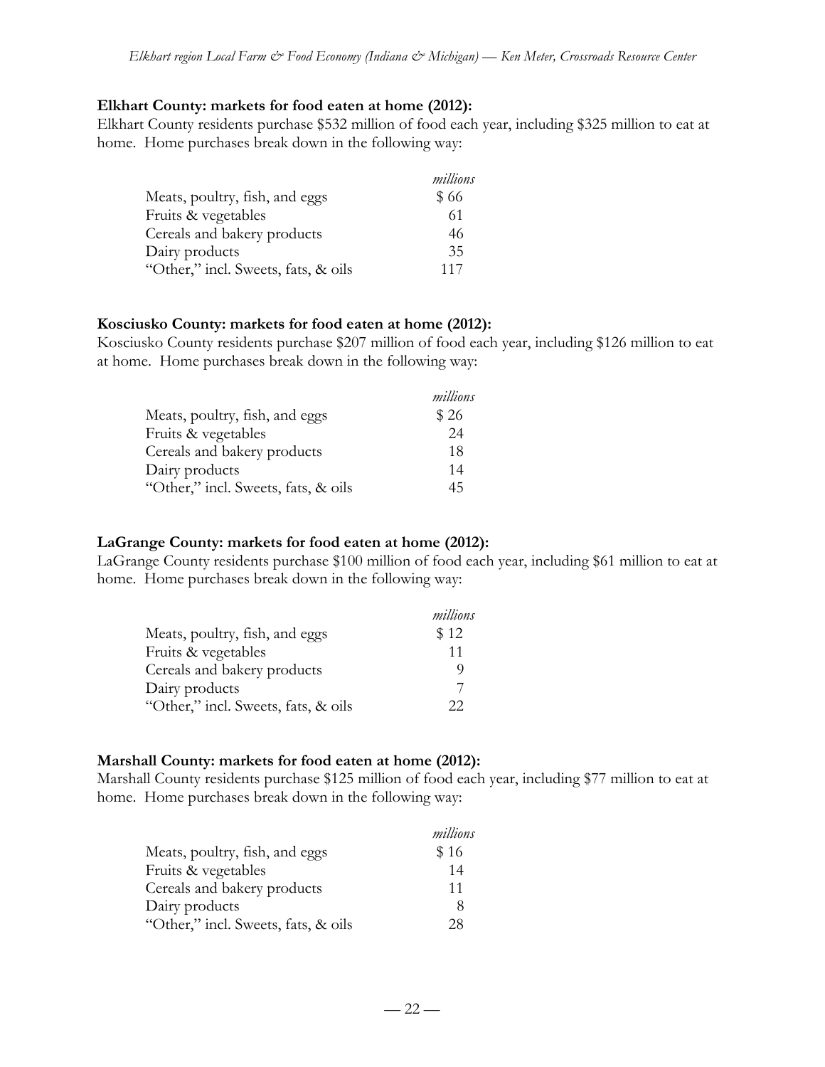**Elkhart County: markets for food eaten at home (2012):**

Elkhart County residents purchase $532 million of food each year, including $325 million to eat at home. Home purchases break down in the following way:

| | *millions* |
|---|---|
| Meats, poultry, fish, and eggs | $ 66 |
| Fruits & vegetables | 61 |
| Cereals and bakery products | 46 |
| Dairy products | 35 |
| "Other," incl. Sweets, fats, & oils | 117 |

**Kosciusko County: markets for food eaten at home (2012):**

Kosciusko County residents purchase $207 million of food each year, including $126 million to eat at home. Home purchases break down in the following way:

| | *millions* |
|---|---|
| Meats, poultry, fish, and eggs | $ 26 |
| Fruits & vegetables | 24 |
| Cereals and bakery products | 18 |
| Dairy products | 14 |
| "Other," incl. Sweets, fats, & oils | 45 |

**LaGrange County: markets for food eaten at home (2012):**

LaGrange County residents purchase $100 million of food each year, including $61 million to eat at home. Home purchases break down in the following way:

| | *millions* |
|---|---|
| Meats, poultry, fish, and eggs | $ 12 |
| Fruits & vegetables | 11 |
| Cereals and bakery products | 9 |
| Dairy products | 7 |
| "Other," incl. Sweets, fats, & oils | 22 |

**Marshall County: markets for food eaten at home (2012):**

Marshall County residents purchase $125 million of food each year, including $77 million to eat at home. Home purchases break down in the following way:

| | *millions* |
|---|---|
| Meats, poultry, fish, and eggs | $ 16 |
| Fruits & vegetables | 14 |
| Cereals and bakery products | 11 |
| Dairy products | 8 |
| "Other," incl. Sweets, fats, & oils | 28 |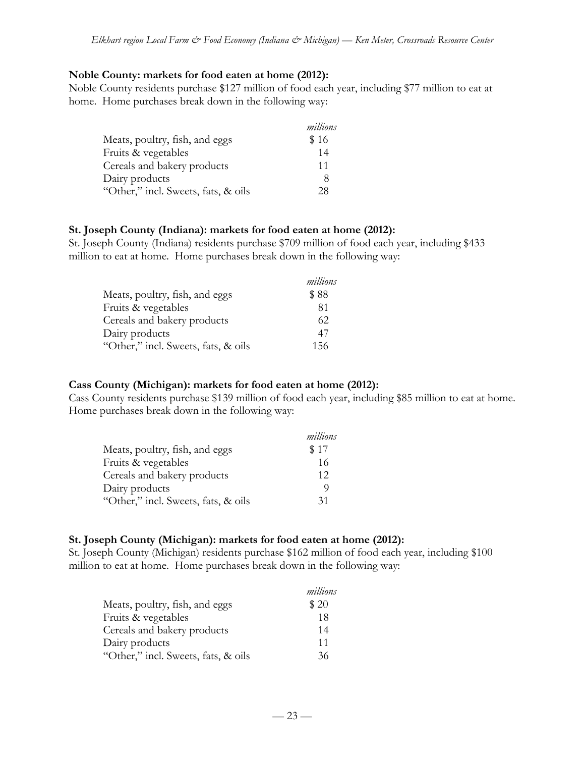**Noble County: markets for food eaten at home (2012):**

Noble County residents purchase $127 million of food each year, including $77 million to eat at home. Home purchases break down in the following way:

| | *millions* |
|---|---|
| Meats, poultry, fish, and eggs | $ 16 |
| Fruits & vegetables | 14 |
| Cereals and bakery products | 11 |
| Dairy products | 8 |
| "Other," incl. Sweets, fats, & oils | 28 |

**St. Joseph County (Indiana): markets for food eaten at home (2012):**

St. Joseph County (Indiana) residents purchase $709 million of food each year, including $433 million to eat at home. Home purchases break down in the following way:

| | *millions* |
|---|---|
| Meats, poultry, fish, and eggs | $ 88 |
| Fruits & vegetables | 81 |
| Cereals and bakery products | 62 |
| Dairy products | 47 |
| "Other," incl. Sweets, fats, & oils | 156 |

**Cass County (Michigan): markets for food eaten at home (2012):**

Cass County residents purchase $139 million of food each year, including $85 million to eat at home. Home purchases break down in the following way:

| | *millions* |
|---|---|
| Meats, poultry, fish, and eggs | $ 17 |
| Fruits & vegetables | 16 |
| Cereals and bakery products | 12 |
| Dairy products | 9 |
| "Other," incl. Sweets, fats, & oils | 31 |

**St. Joseph County (Michigan): markets for food eaten at home (2012):**

St. Joseph County (Michigan) residents purchase $162 million of food each year, including $100 million to eat at home. Home purchases break down in the following way:

| | *millions* |
|---|---|
| Meats, poultry, fish, and eggs | $ 20 |
| Fruits & vegetables | 18 |
| Cereals and bakery products | 14 |
| Dairy products | 11 |
| "Other," incl. Sweets, fats, & oils | 36 |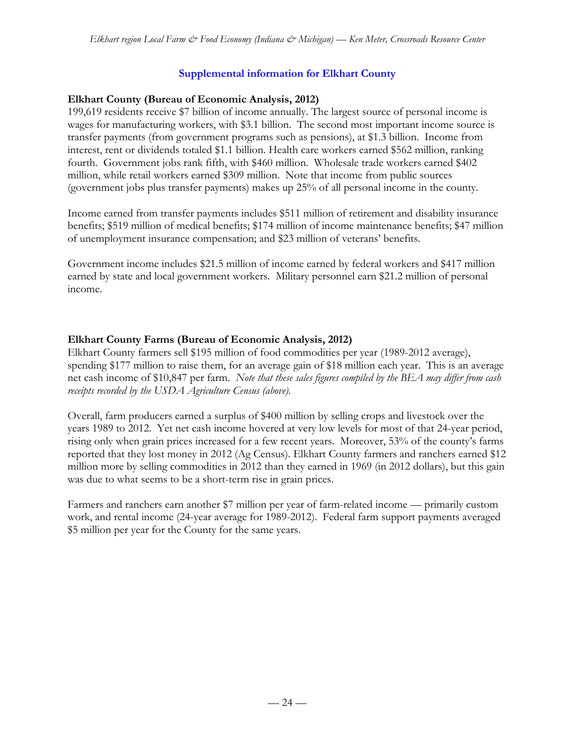## Supplemental information for Elkhart County

### Elkhart County (Bureau of Economic Analysis, 2012)

199,619 residents receive $7 billion of income annually. The largest source of personal income is wages for manufacturing workers, with $3.1 billion. The second most important income source is transfer payments (from government programs such as pensions), at $1.3 billion. Income from interest, rent or dividends totaled $1.1 billion. Health care workers earned $562 million, ranking fourth. Government jobs rank fifth, with $460 million. Wholesale trade workers earned $402 million, while retail workers earned $309 million. Note that income from public sources (government jobs plus transfer payments) makes up 25% of all personal income in the county.

Income earned from transfer payments includes $511 million of retirement and disability insurance benefits; $519 million of medical benefits; $174 million of income maintenance benefits; $47 million of unemployment insurance compensation; and $23 million of veterans' benefits.

Government income includes $21.5 million of income earned by federal workers and $417 million earned by state and local government workers. Military personnel earn $21.2 million of personal income.

### Elkhart County Farms (Bureau of Economic Analysis, 2012)

Elkhart County farmers sell $195 million of food commodities per year (1989-2012 average), spending $177 million to raise them, for an average gain of $18 million each year. This is an average net cash income of $10,847 per farm. *Note that these sales figures compiled by the BEA may differ from cash receipts recorded by the USDA Agriculture Census (above).*

Overall, farm producers earned a surplus of $400 million by selling crops and livestock over the years 1989 to 2012. Yet net cash income hovered at very low levels for most of that 24-year period, rising only when grain prices increased for a few recent years. Moreover, 53% of the county's farms reported that they lost money in 2012 (Ag Census). Elkhart County farmers and ranchers earned $12 million more by selling commodities in 2012 than they earned in 1969 (in 2012 dollars), but this gain was due to what seems to be a short-term rise in grain prices.

Farmers and ranchers earn another $7 million per year of farm-related income — primarily custom work, and rental income (24-year average for 1989-2012). Federal farm support payments averaged $5 million per year for the County for the same years.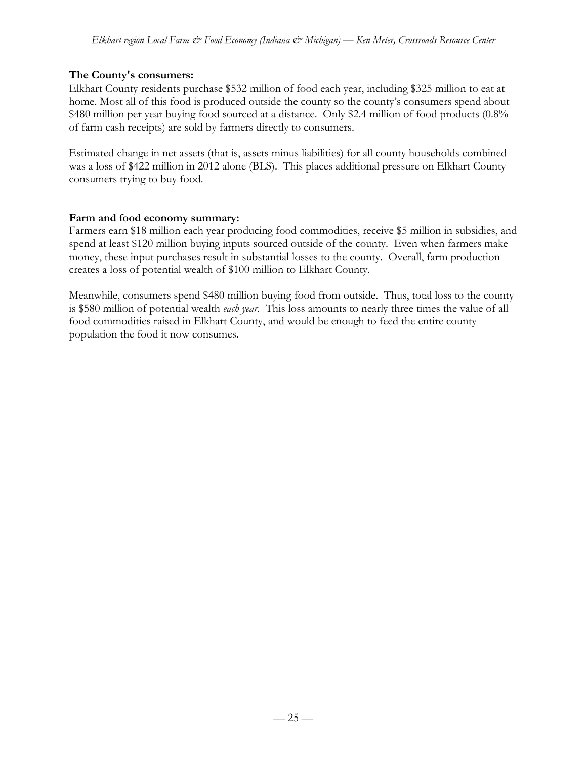**The County's consumers:**
Elkhart County residents purchase $532 million of food each year, including $325 million to eat at home. Most all of this food is produced outside the county so the county's consumers spend about $480 million per year buying food sourced at a distance. Only $2.4 million of food products (0.8% of farm cash receipts) are sold by farmers directly to consumers.

Estimated change in net assets (that is, assets minus liabilities) for all county households combined was a loss of $422 million in 2012 alone (BLS). This places additional pressure on Elkhart County consumers trying to buy food.

**Farm and food economy summary:**
Farmers earn $18 million each year producing food commodities, receive $5 million in subsidies, and spend at least $120 million buying inputs sourced outside of the county. Even when farmers make money, these input purchases result in substantial losses to the county. Overall, farm production creates a loss of potential wealth of $100 million to Elkhart County.

Meanwhile, consumers spend $480 million buying food from outside. Thus, total loss to the county is $580 million of potential wealth *each year*. This loss amounts to nearly three times the value of all food commodities raised in Elkhart County, and would be enough to feed the entire county population the food it now consumes.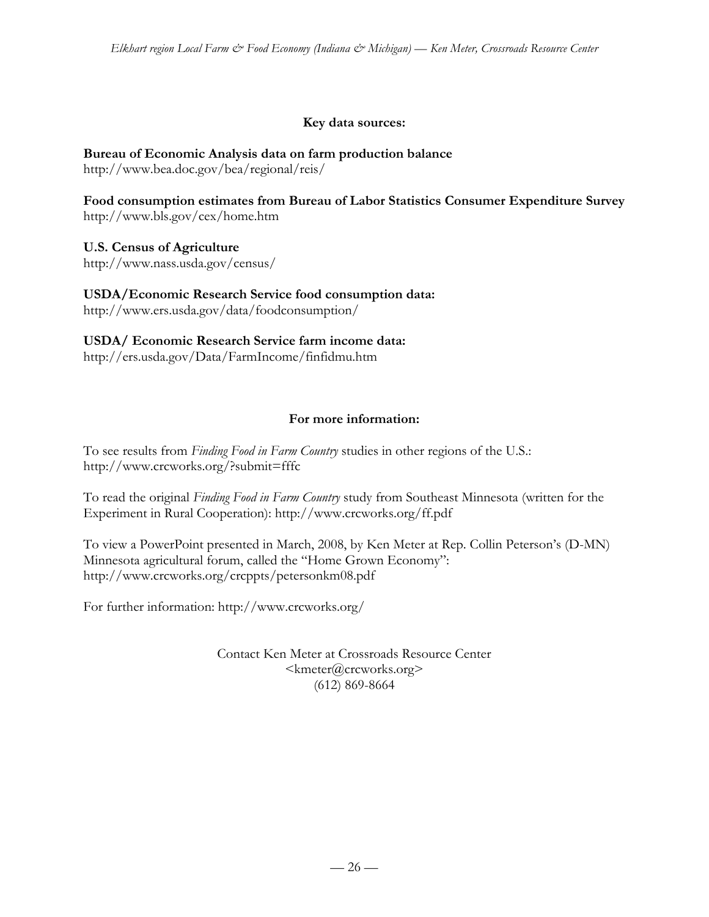### Key data sources:

**Bureau of Economic Analysis data on farm production balance**
http://www.bea.doc.gov/bea/regional/reis/

**Food consumption estimates from Bureau of Labor Statistics Consumer Expenditure Survey**
http://www.bls.gov/cex/home.htm

**U.S. Census of Agriculture**
http://www.nass.usda.gov/census/

**USDA/Economic Research Service food consumption data:**
http://www.ers.usda.gov/data/foodconsumption/

**USDA/ Economic Research Service farm income data:**
http://ers.usda.gov/Data/FarmIncome/finfidmu.htm

### For more information:

To see results from *Finding Food in Farm Country* studies in other regions of the U.S.:
http://www.crcworks.org/?submit=fffc

To read the original *Finding Food in Farm Country* study from Southeast Minnesota (written for the Experiment in Rural Cooperation): http://www.crcworks.org/ff.pdf

To view a PowerPoint presented in March, 2008, by Ken Meter at Rep. Collin Peterson's (D-MN) Minnesota agricultural forum, called the "Home Grown Economy":
http://www.crcworks.org/crcppts/petersonkm08.pdf

For further information: http://www.crcworks.org/

Contact Ken Meter at Crossroads Resource Center
<kmeter@crcworks.org>
(612) 869-8664